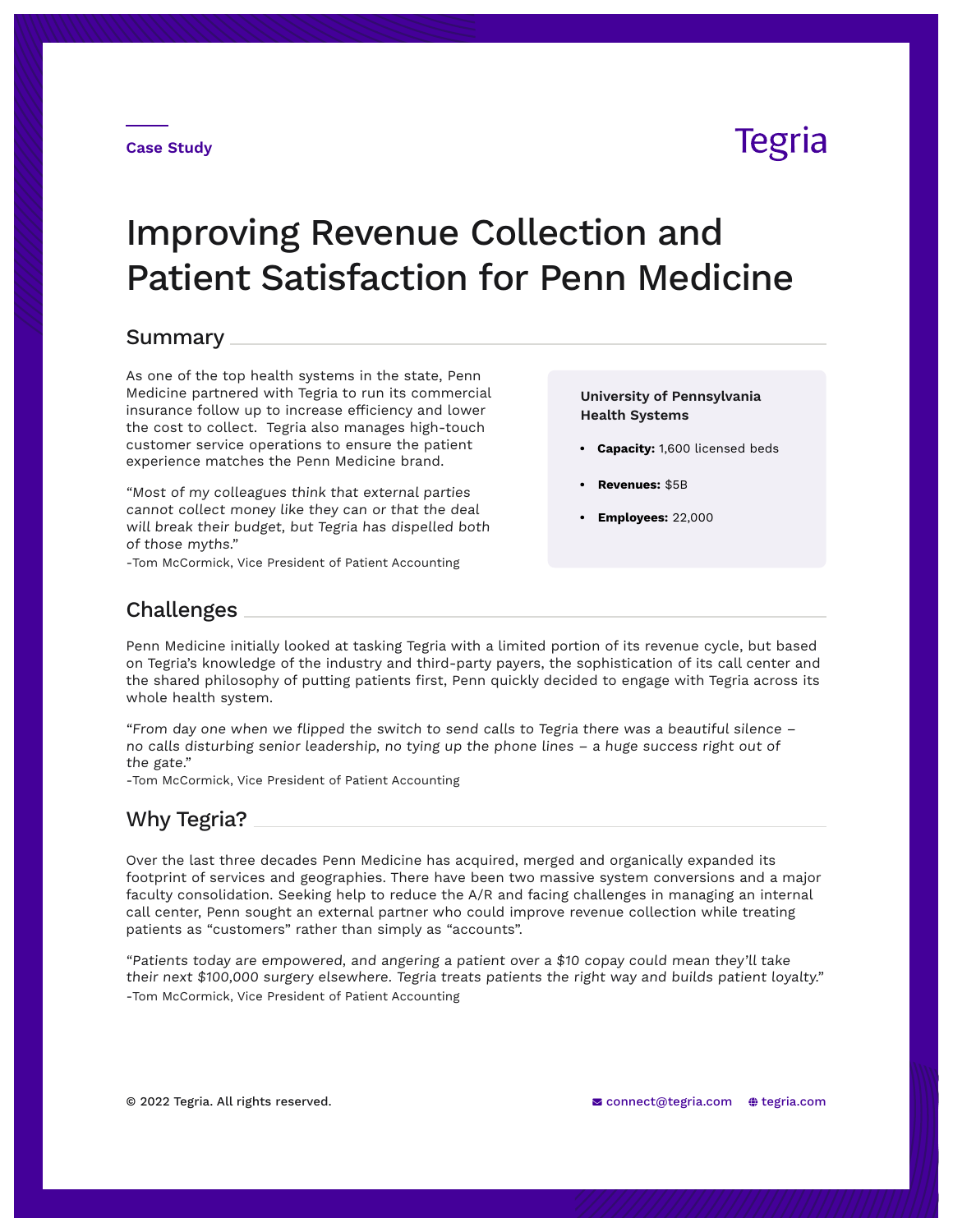Case Study

Tegria

# Improving Revenue Collection and Patient Satisfaction for Penn Medicine

## Summary

As one of the top health systems in the state, Penn Medicine partnered with Tegria to run its commercial insurance follow up to increase efficiency and lower the cost to collect. Tegria also manages high-touch customer service operations to ensure the patient experience matches the Penn Medicine brand.

*"Most of my colleagues think that external parties cannot collect money like they can or that the deal will break their budget, but Tegria has dispelled both of those myths."*
-Tom McCormick, Vice President of Patient Accounting

**University of Pennsylvania Health Systems**

- **Capacity:** 1,600 licensed beds
- **Revenues:** $5B
- **Employees:** 22,000

## Challenges

Penn Medicine initially looked at tasking Tegria with a limited portion of its revenue cycle, but based on Tegria's knowledge of the industry and third-party payers, the sophistication of its call center and the shared philosophy of putting patients first, Penn quickly decided to engage with Tegria across its whole health system.

*"From day one when we flipped the switch to send calls to Tegria there was a beautiful silence – no calls disturbing senior leadership, no tying up the phone lines – a huge success right out of the gate."*
-Tom McCormick, Vice President of Patient Accounting

## Why Tegria?

Over the last three decades Penn Medicine has acquired, merged and organically expanded its footprint of services and geographies. There have been two massive system conversions and a major faculty consolidation. Seeking help to reduce the A/R and facing challenges in managing an internal call center, Penn sought an external partner who could improve revenue collection while treating patients as "customers" rather than simply as "accounts".

*"Patients today are empowered, and angering a patient over a $10 copay could mean they'll take their next $100,000 surgery elsewhere. Tegria treats patients the right way and builds patient loyalty."*
-Tom McCormick, Vice President of Patient Accounting

© 2022 Tegria. All rights reserved. connect@tegria.com tegria.com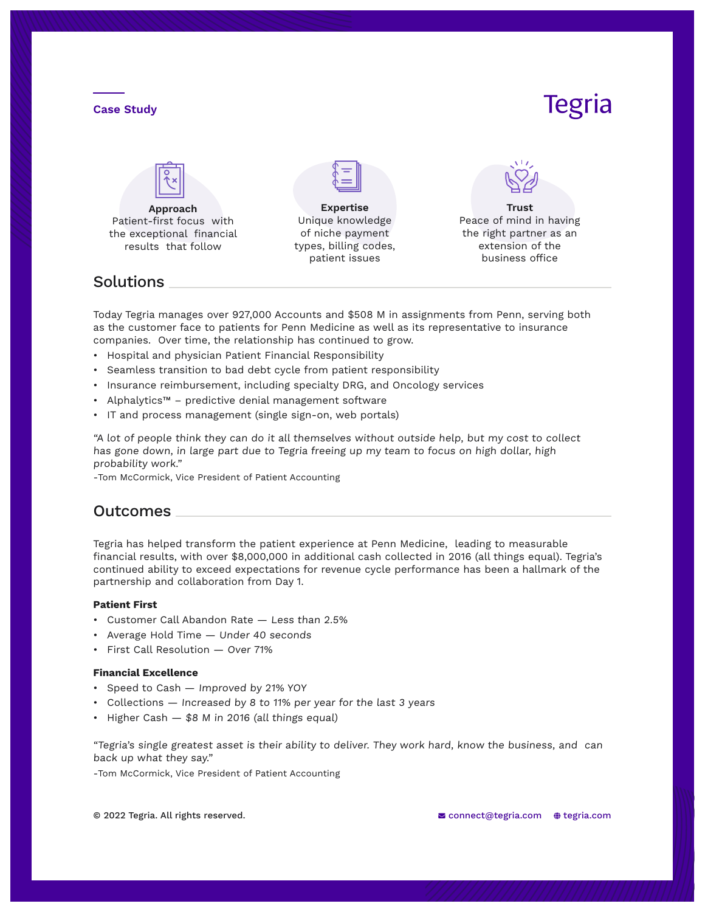Case Study

Tegria

**Approach**
Patient-first focus with the exceptional financial results that follow

**Expertise**
Unique knowledge of niche payment types, billing codes, patient issues

**Trust**
Peace of mind in having the right partner as an extension of the business office

## Solutions

Today Tegria manages over 927,000 Accounts and $508 M in assignments from Penn, serving both as the customer face to patients for Penn Medicine as well as its representative to insurance companies. Over time, the relationship has continued to grow.

- Hospital and physician Patient Financial Responsibility
- Seamless transition to bad debt cycle from patient responsibility
- Insurance reimbursement, including specialty DRG, and Oncology services
- Alphalytics™ – predictive denial management software
- IT and process management (single sign-on, web portals)

*"A lot of people think they can do it all themselves without outside help, but my cost to collect has gone down, in large part due to Tegria freeing up my team to focus on high dollar, high probability work."*

-Tom McCormick, Vice President of Patient Accounting

## Outcomes

Tegria has helped transform the patient experience at Penn Medicine, leading to measurable financial results, with over $8,000,000 in additional cash collected in 2016 (all things equal). Tegria's continued ability to exceed expectations for revenue cycle performance has been a hallmark of the partnership and collaboration from Day 1.

**Patient First**

- Customer Call Abandon Rate — *Less than 2.5%*
- Average Hold Time — *Under 40 seconds*
- First Call Resolution — *Over 71%*

**Financial Excellence**

- Speed to Cash — *Improved by 21% YOY*
- Collections — *Increased by 8 to 11% per year for the last 3 years*
- Higher Cash — *$8 M in 2016 (all things equal)*

*"Tegria's single greatest asset is their ability to deliver. They work hard, know the business, and can back up what they say."*

-Tom McCormick, Vice President of Patient Accounting

© 2022 Tegria. All rights reserved.

connect@tegria.com tegria.com